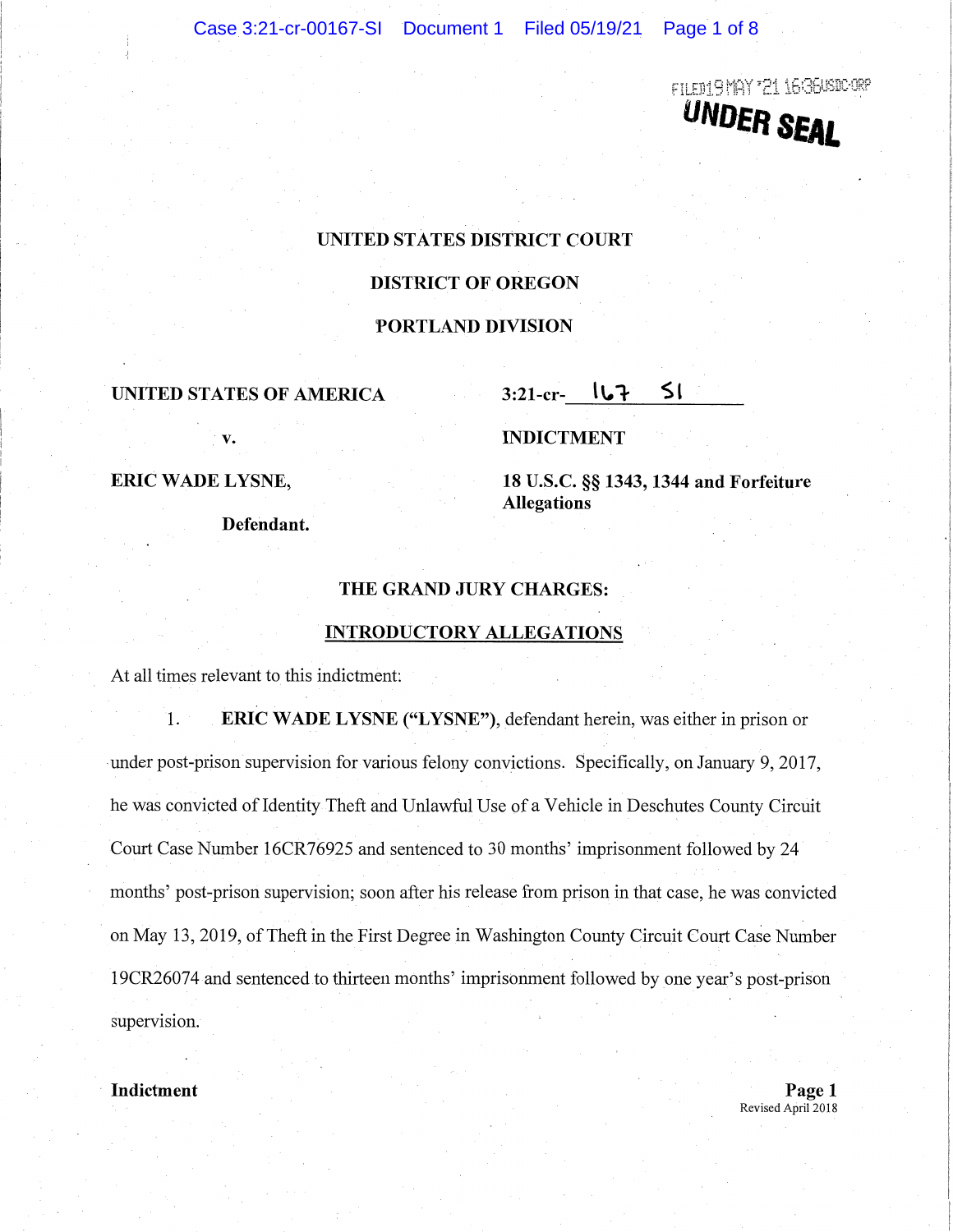FILED 19 MAY '21 16:38 USDC-ORP

**UNDER SEAL**

**UNITED STATES DISTRICT COURT**

**DISTRICT OF OREGON**

**PORTLAND DIVISION**

**UNITED STATES OF AMERICA**

**v.**

**ERIC WADE LYSNE,**

**Defendant.**

**3:21-cr-** 167 SI

**INDICTMENT**

**18 U.S.C. §§ 1343, 1344 and Forfeiture Allegations**

**THE GRAND JURY CHARGES:**

**INTRODUCTORY ALLEGATIONS**

At all times relevant to this indictment:

1. **ERIC WADE LYSNE ("LYSNE")**, defendant herein, was either in prison or under post-prison supervision for various felony convictions. Specifically, on January 9, 2017, he was convicted of Identity Theft and Unlawful Use of a Vehicle in Deschutes County Circuit Court Case Number 16CR76925 and sentenced to 30 months' imprisonment followed by 24 months' post-prison supervision; soon after his release from prison in that case, he was convicted on May 13, 2019, of Theft in the First Degree in Washington County Circuit Court Case Number 19CR26074 and sentenced to thirteen months' imprisonment followed by one year's post-prison supervision.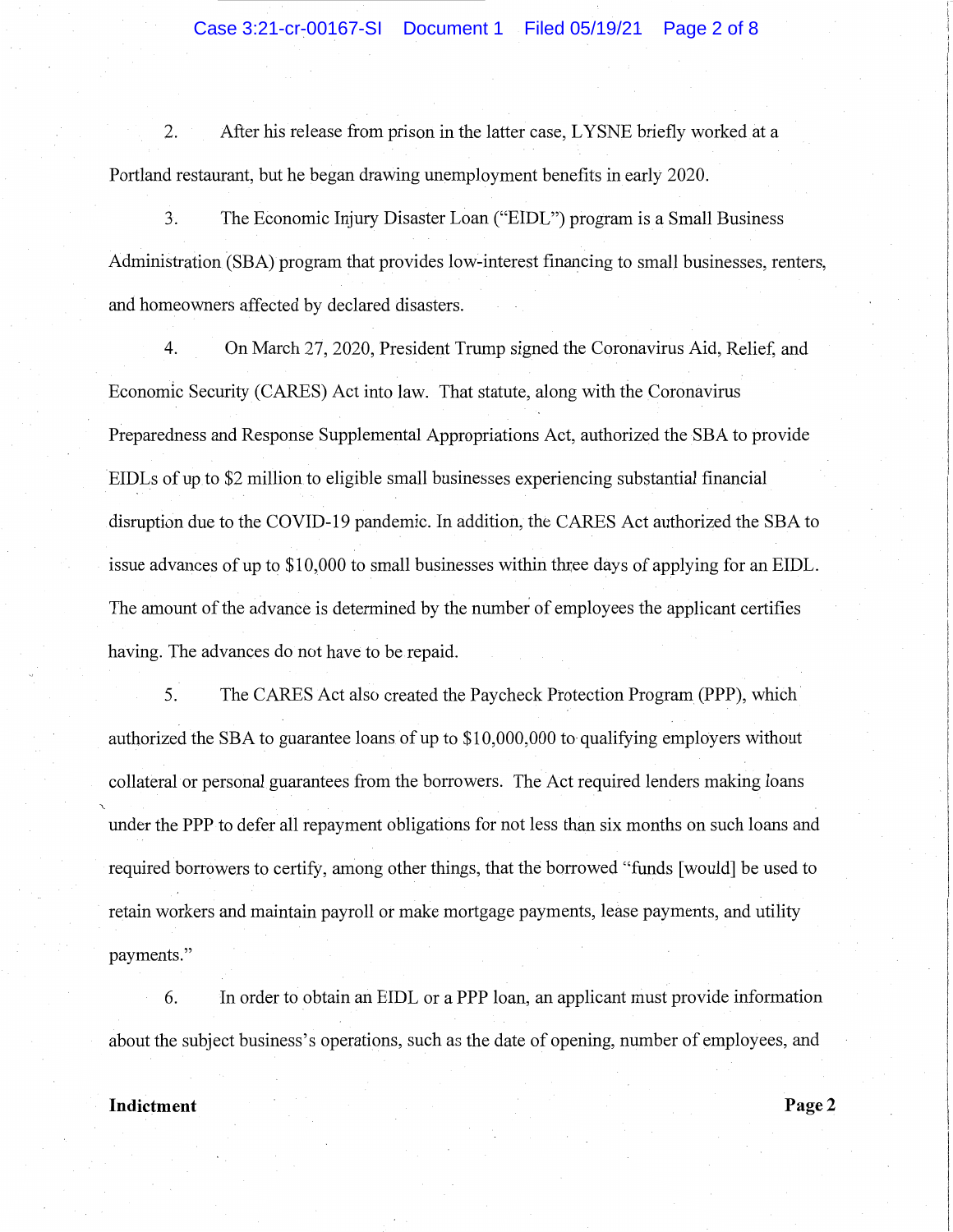2. After his release from prison in the latter case, LYSNE briefly worked at a Portland restaurant, but he began drawing unemployment benefits in early 2020.

3. The Economic Injury Disaster Loan ("EIDL") program is a Small Business Administration (SBA) program that provides low-interest financing to small businesses, renters, and homeowners affected by declared disasters.

4. On March 27, 2020, President Trump signed the Coronavirus Aid, Relief, and Economic Security (CARES) Act into law. That statute, along with the Coronavirus Preparedness and Response Supplemental Appropriations Act, authorized the SBA to provide EIDLs of up to $2 million to eligible small businesses experiencing substantial financial disruption due to the COVID-19 pandemic. In addition, the CARES Act authorized the SBA to issue advances of up to $10,000 to small businesses within three days of applying for an EIDL. The amount of the advance is determined by the number of employees the applicant certifies having. The advances do not have to be repaid.

5. The CARES Act also created the Paycheck Protection Program (PPP), which authorized the SBA to guarantee loans of up to $10,000,000 to qualifying employers without collateral or personal guarantees from the borrowers. The Act required lenders making loans under the PPP to defer all repayment obligations for not less than six months on such loans and required borrowers to certify, among other things, that the borrowed "funds [would] be used to retain workers and maintain payroll or make mortgage payments, lease payments, and utility payments."

6. In order to obtain an EIDL or a PPP loan, an applicant must provide information about the subject business's operations, such as the date of opening, number of employees, and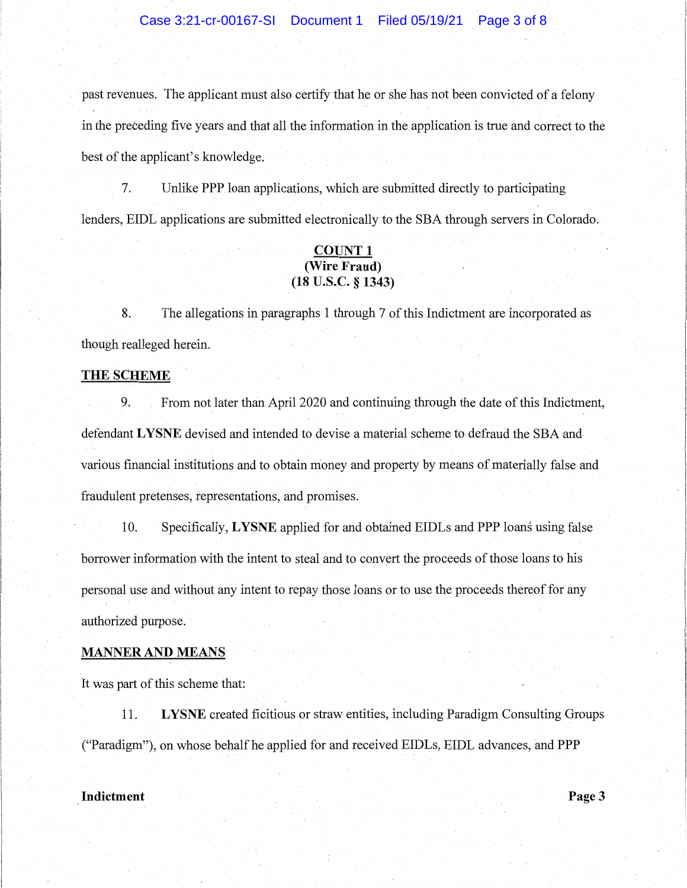past revenues. The applicant must also certify that he or she has not been convicted of a felony in the preceding five years and that all the information in the application is true and correct to the best of the applicant's knowledge.

7. Unlike PPP loan applications, which are submitted directly to participating lenders, EIDL applications are submitted electronically to the SBA through servers in Colorado.

## COUNT 1
**(Wire Fraud)**
**(18 U.S.C. § 1343)**

8. The allegations in paragraphs 1 through 7 of this Indictment are incorporated as though realleged herein.

### THE SCHEME

9. From not later than April 2020 and continuing through the date of this Indictment, defendant **LYSNE** devised and intended to devise a material scheme to defraud the SBA and various financial institutions and to obtain money and property by means of materially false and fraudulent pretenses, representations, and promises.

10. Specifically, **LYSNE** applied for and obtained EIDLs and PPP loans using false borrower information with the intent to steal and to convert the proceeds of those loans to his personal use and without any intent to repay those loans or to use the proceeds thereof for any authorized purpose.

### MANNER AND MEANS

It was part of this scheme that:

11. **LYSNE** created ficitious or straw entities, including Paradigm Consulting Groups ("Paradigm"), on whose behalf he applied for and received EIDLs, EIDL advances, and PPP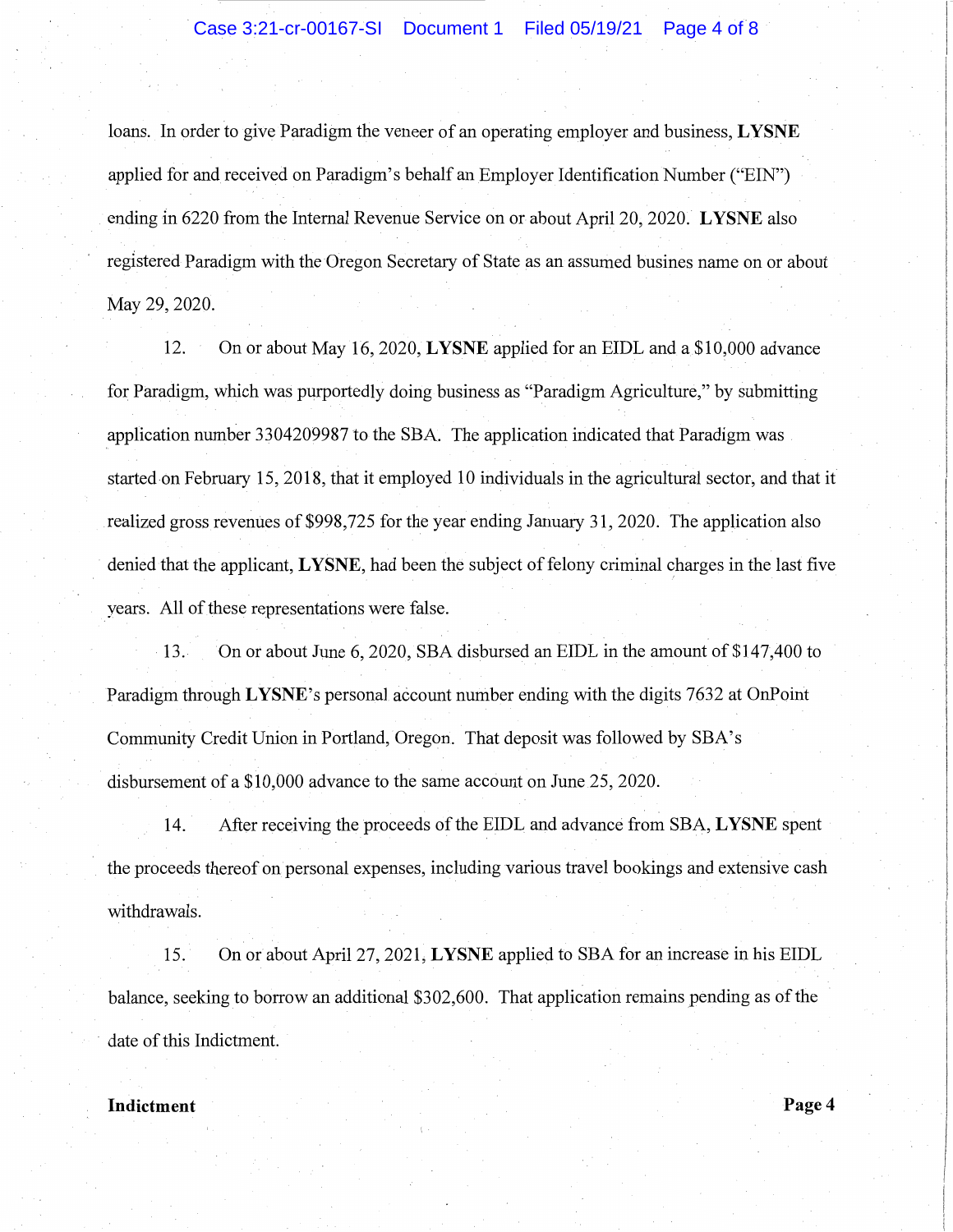loans. In order to give Paradigm the veneer of an operating employer and business, **LYSNE** applied for and received on Paradigm's behalf an Employer Identification Number ("EIN") ending in 6220 from the Internal Revenue Service on or about April 20, 2020. **LYSNE** also registered Paradigm with the Oregon Secretary of State as an assumed busines name on or about May 29, 2020.

12. On or about May 16, 2020, **LYSNE** applied for an EIDL and a $10,000 advance for Paradigm, which was purportedly doing business as "Paradigm Agriculture," by submitting application number 3304209987 to the SBA. The application indicated that Paradigm was started on February 15, 2018, that it employed 10 individuals in the agricultural sector, and that it realized gross revenues of $998,725 for the year ending January 31, 2020. The application also denied that the applicant, **LYSNE**, had been the subject of felony criminal charges in the last five years. All of these representations were false.

13. On or about June 6, 2020, SBA disbursed an EIDL in the amount of $147,400 to Paradigm through **LYSNE**'s personal account number ending with the digits 7632 at OnPoint Community Credit Union in Portland, Oregon. That deposit was followed by SBA's disbursement of a $10,000 advance to the same account on June 25, 2020.

14. After receiving the proceeds of the EIDL and advance from SBA, **LYSNE** spent the proceeds thereof on personal expenses, including various travel bookings and extensive cash withdrawals.

15. On or about April 27, 2021, **LYSNE** applied to SBA for an increase in his EIDL balance, seeking to borrow an additional $302,600. That application remains pending as of the date of this Indictment.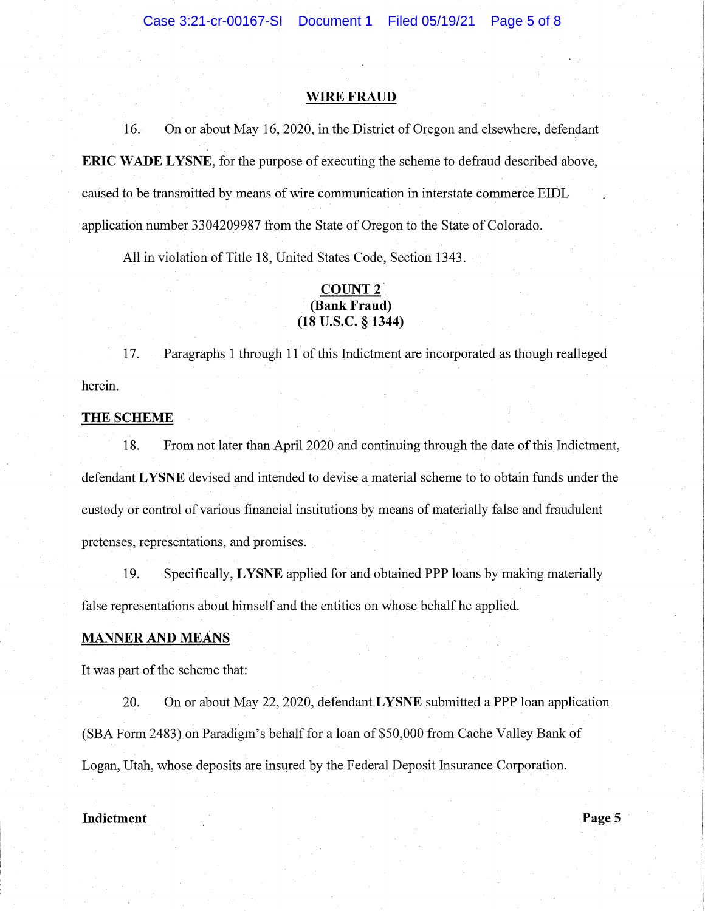## WIRE FRAUD

16. On or about May 16, 2020, in the District of Oregon and elsewhere, defendant **ERIC WADE LYSNE**, for the purpose of executing the scheme to defraud described above, caused to be transmitted by means of wire communication in interstate commerce EIDL application number 3304209987 from the State of Oregon to the State of Colorado.

All in violation of Title 18, United States Code, Section 1343.

## COUNT 2
## (Bank Fraud)
## (18 U.S.C. § 1344)

17. Paragraphs 1 through 11 of this Indictment are incorporated as though realleged herein.

### THE SCHEME

18. From not later than April 2020 and continuing through the date of this Indictment, defendant **LYSNE** devised and intended to devise a material scheme to to obtain funds under the custody or control of various financial institutions by means of materially false and fraudulent pretenses, representations, and promises.

19. Specifically, **LYSNE** applied for and obtained PPP loans by making materially false representations about himself and the entities on whose behalf he applied.

### MANNER AND MEANS

It was part of the scheme that:

20. On or about May 22, 2020, defendant **LYSNE** submitted a PPP loan application (SBA Form 2483) on Paradigm's behalf for a loan of $50,000 from Cache Valley Bank of Logan, Utah, whose deposits are insured by the Federal Deposit Insurance Corporation.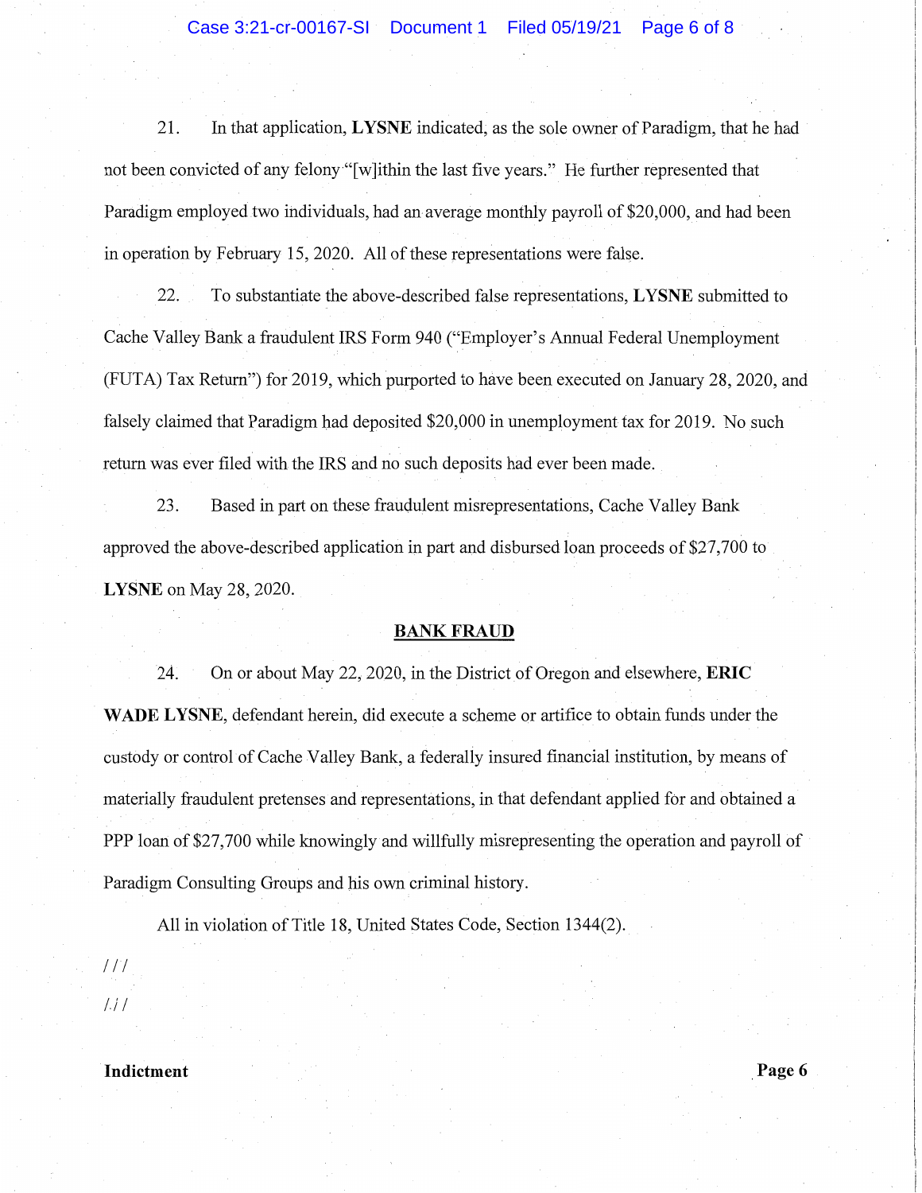21. In that application, **LYSNE** indicated, as the sole owner of Paradigm, that he had not been convicted of any felony "[w]ithin the last five years." He further represented that Paradigm employed two individuals, had an average monthly payroll of $20,000, and had been in operation by February 15, 2020. All of these representations were false.

22. To substantiate the above-described false representations, **LYSNE** submitted to Cache Valley Bank a fraudulent IRS Form 940 ("Employer's Annual Federal Unemployment (FUTA) Tax Return") for 2019, which purported to have been executed on January 28, 2020, and falsely claimed that Paradigm had deposited $20,000 in unemployment tax for 2019. No such return was ever filed with the IRS and no such deposits had ever been made.

23. Based in part on these fraudulent misrepresentations, Cache Valley Bank approved the above-described application in part and disbursed loan proceeds of $27,700 to **LYSNE** on May 28, 2020.

## BANK FRAUD

24. On or about May 22, 2020, in the District of Oregon and elsewhere, **ERIC WADE LYSNE**, defendant herein, did execute a scheme or artifice to obtain funds under the custody or control of Cache Valley Bank, a federally insured financial institution, by means of materially fraudulent pretenses and representations, in that defendant applied for and obtained a PPP loan of $27,700 while knowingly and willfully misrepresenting the operation and payroll of Paradigm Consulting Groups and his own criminal history.

All in violation of Title 18, United States Code, Section 1344(2).

///

///

**Indictment**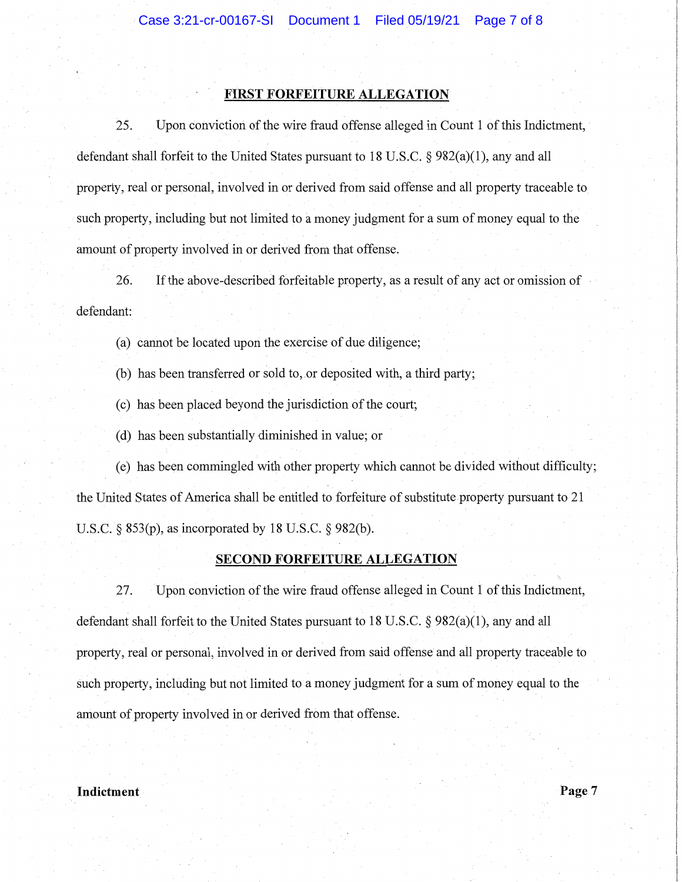## FIRST FORFEITURE ALLEGATION

25. Upon conviction of the wire fraud offense alleged in Count 1 of this Indictment, defendant shall forfeit to the United States pursuant to 18 U.S.C. § 982(a)(1), any and all property, real or personal, involved in or derived from said offense and all property traceable to such property, including but not limited to a money judgment for a sum of money equal to the amount of property involved in or derived from that offense.

26. If the above-described forfeitable property, as a result of any act or omission of defendant:

(a) cannot be located upon the exercise of due diligence;

(b) has been transferred or sold to, or deposited with, a third party;

(c) has been placed beyond the jurisdiction of the court;

(d) has been substantially diminished in value; or

(e) has been commingled with other property which cannot be divided without difficulty;

the United States of America shall be entitled to forfeiture of substitute property pursuant to 21 U.S.C. § 853(p), as incorporated by 18 U.S.C. § 982(b).

## SECOND FORFEITURE ALLEGATION

27. Upon conviction of the wire fraud offense alleged in Count 1 of this Indictment, defendant shall forfeit to the United States pursuant to 18 U.S.C. § 982(a)(1), any and all property, real or personal, involved in or derived from said offense and all property traceable to such property, including but not limited to a money judgment for a sum of money equal to the amount of property involved in or derived from that offense.

**Indictment**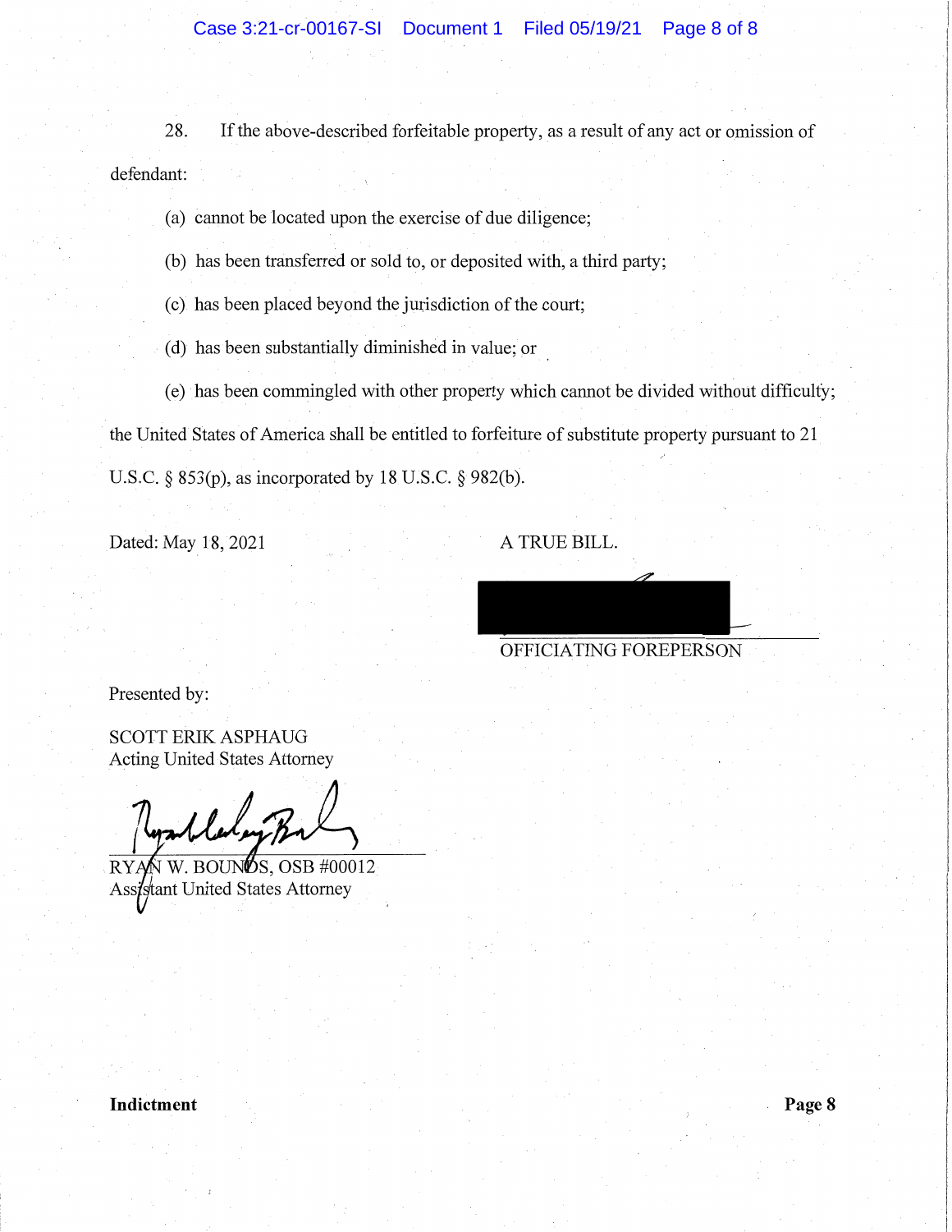28. If the above-described forfeitable property, as a result of any act or omission of defendant:

(a) cannot be located upon the exercise of due diligence;

(b) has been transferred or sold to, or deposited with, a third party;

(c) has been placed beyond the jurisdiction of the court;

(d) has been substantially diminished in value; or

(e) has been commingled with other property which cannot be divided without difficulty;

the United States of America shall be entitled to forfeiture of substitute property pursuant to 21 U.S.C. § 853(p), as incorporated by 18 U.S.C. § 982(b).

Dated: May 18, 2021

A TRUE BILL.

OFFICIATING FOREPERSON

Presented by:

SCOTT ERIK ASPHAUG
Acting United States Attorney

RYAN W. BOUNDS, OSB #00012
Assistant United States Attorney

**Indictment**